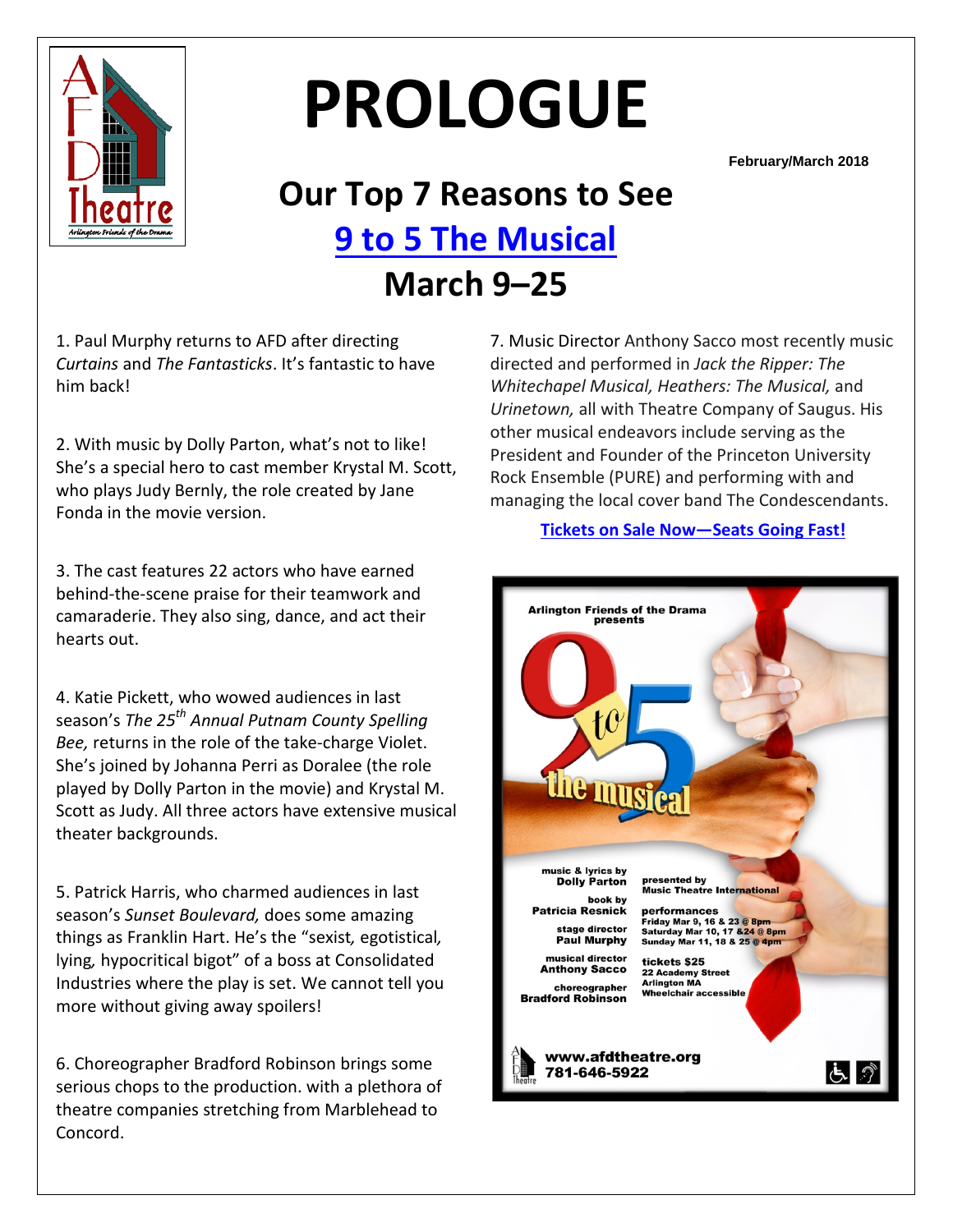# PROLOGUE

February/March 2018

## Our Top 7 Reasons to See
## 9 to 5 The Musical
## March 9–25

1. Paul Murphy returns to AFD after directing *Curtains* and *The Fantasticks*. It's fantastic to have him back!

2. With music by Dolly Parton, what's not to like! She's a special hero to cast member Krystal M. Scott, who plays Judy Bernly, the role created by Jane Fonda in the movie version.

3. The cast features 22 actors who have earned behind-the-scene praise for their teamwork and camaraderie. They also sing, dance, and act their hearts out.

4. Katie Pickett, who wowed audiences in last season's *The 25th Annual Putnam County Spelling Bee,* returns in the role of the take-charge Violet. She's joined by Johanna Perri as Doralee (the role played by Dolly Parton in the movie) and Krystal M. Scott as Judy. All three actors have extensive musical theater backgrounds.

5. Patrick Harris, who charmed audiences in last season's *Sunset Boulevard,* does some amazing things as Franklin Hart. He's the "sexist*,* egotistical*,* lying*,* hypocritical bigot" of a boss at Consolidated Industries where the play is set. We cannot tell you more without giving away spoilers!

6. Choreographer Bradford Robinson brings some serious chops to the production. with a plethora of theatre companies stretching from Marblehead to Concord.

7. Music Director Anthony Sacco most recently music directed and performed in *Jack the Ripper: The Whitechapel Musical, Heathers: The Musical,* and *Urinetown,* all with Theatre Company of Saugus. His other musical endeavors include serving as the President and Founder of the Princeton University Rock Ensemble (PURE) and performing with and managing the local cover band The Condescendants.

**Tickets on Sale Now—Seats Going Fast!**

Arlington Friends of the Drama presents

9 to 5 the musical

music & lyrics by **Dolly Parton**
book by **Patricia Resnick**
stage director **Paul Murphy**
musical director **Anthony Sacco**
choreographer **Bradford Robinson**

presented by Music Theatre International

performances
Friday Mar 9, 16 & 23 @ 8pm
Saturday Mar 10, 17 &24 @ 8pm
Sunday Mar 11, 18 & 25 @ 4pm

tickets $25
22 Academy Street
Arlington MA
Wheelchair accessible

www.afdtheatre.org
781-646-5922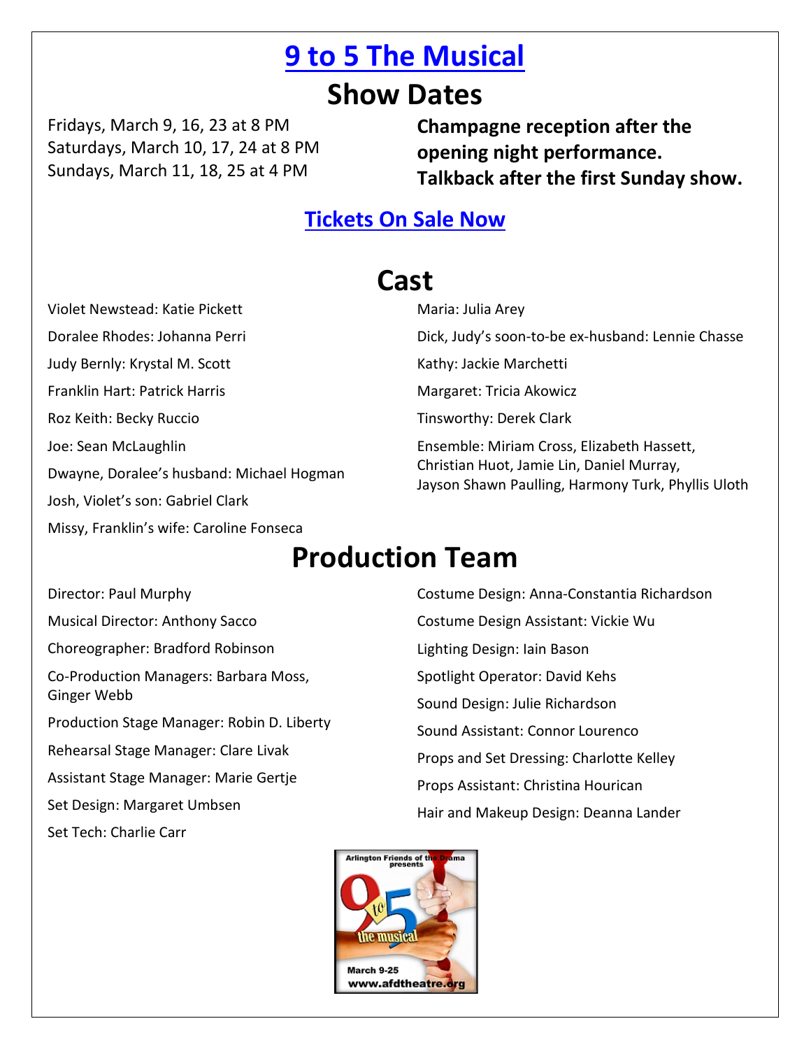# 9 to 5 The Musical

## Show Dates

Fridays, March 9, 16, 23 at 8 PM
Saturdays, March 10, 17, 24 at 8 PM
Sundays, March 11, 18, 25 at 4 PM

**Champagne reception after the opening night performance.**
**Talkback after the first Sunday show.**

### Tickets On Sale Now

## Cast

Violet Newstead: Katie Pickett

Doralee Rhodes: Johanna Perri

Judy Bernly: Krystal M. Scott

Franklin Hart: Patrick Harris

Roz Keith: Becky Ruccio

Joe: Sean McLaughlin

Dwayne, Doralee's husband: Michael Hogman

Josh, Violet's son: Gabriel Clark

Missy, Franklin's wife: Caroline Fonseca

Maria: Julia Arey

Dick, Judy's soon-to-be ex-husband: Lennie Chasse

Kathy: Jackie Marchetti

Margaret: Tricia Akowicz

Tinsworthy: Derek Clark

Ensemble: Miriam Cross, Elizabeth Hassett, Christian Huot, Jamie Lin, Daniel Murray, Jayson Shawn Paulling, Harmony Turk, Phyllis Uloth

## Production Team

Director: Paul Murphy

Musical Director: Anthony Sacco

Choreographer: Bradford Robinson

Co-Production Managers: Barbara Moss, Ginger Webb

Production Stage Manager: Robin D. Liberty

Rehearsal Stage Manager: Clare Livak

Assistant Stage Manager: Marie Gertje

Set Design: Margaret Umbsen

Set Tech: Charlie Carr

Costume Design: Anna-Constantia Richardson

Costume Design Assistant: Vickie Wu

Lighting Design: Iain Bason

Spotlight Operator: David Kehs

Sound Design: Julie Richardson

Sound Assistant: Connor Lourenco

Props and Set Dressing: Charlotte Kelley

Props Assistant: Christina Hourican

Hair and Makeup Design: Deanna Lander

Arlington Friends of the Drama presents 9 to 5 the musical

March 9-25

www.afdtheatre.org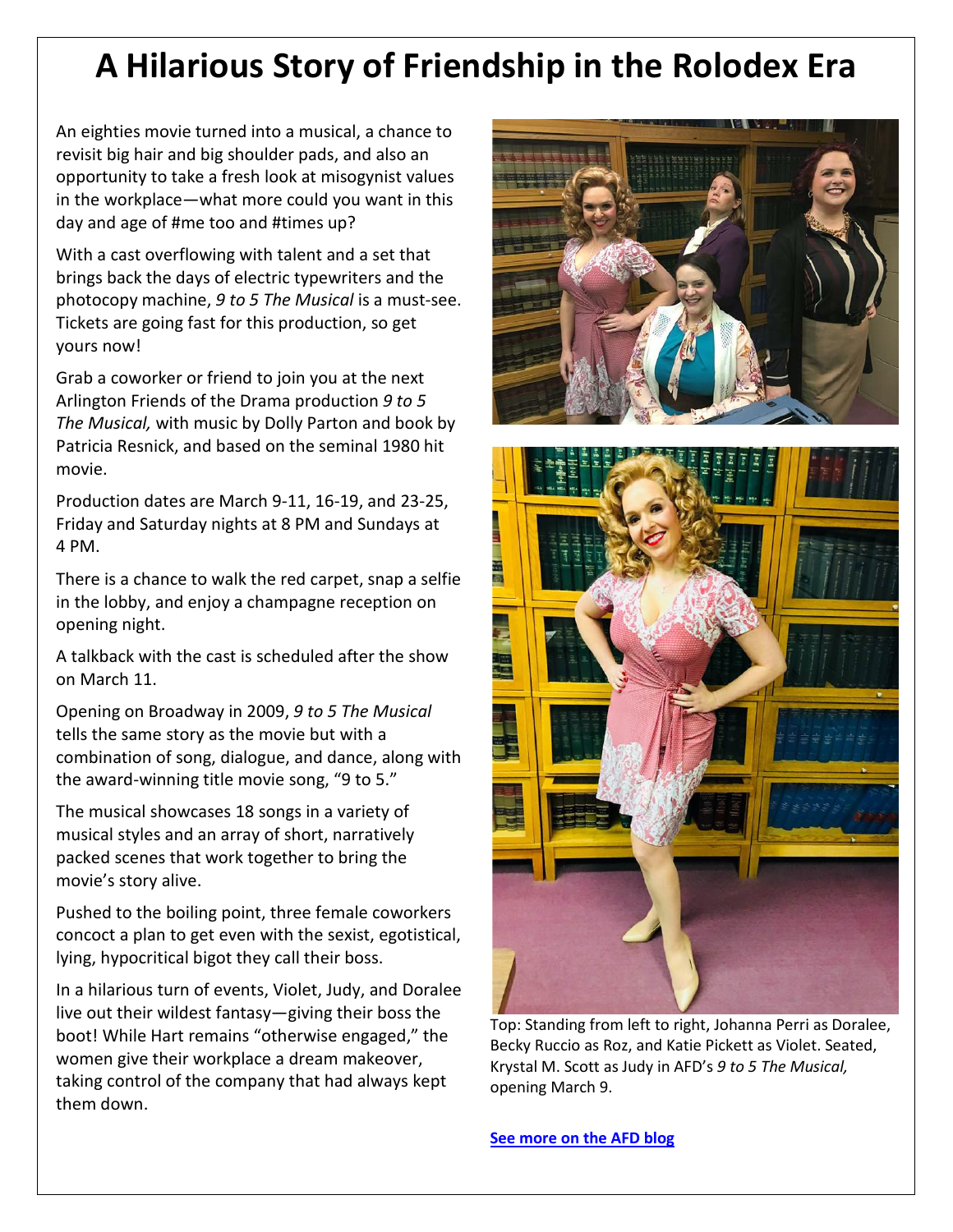# A Hilarious Story of Friendship in the Rolodex Era

An eighties movie turned into a musical, a chance to revisit big hair and big shoulder pads, and also an opportunity to take a fresh look at misogynist values in the workplace—what more could you want in this day and age of #me too and #times up?

With a cast overflowing with talent and a set that brings back the days of electric typewriters and the photocopy machine, *9 to 5 The Musical* is a must-see. Tickets are going fast for this production, so get yours now!

Grab a coworker or friend to join you at the next Arlington Friends of the Drama production *9 to 5 The Musical,* with music by Dolly Parton and book by Patricia Resnick, and based on the seminal 1980 hit movie.

Production dates are March 9-11, 16-19, and 23-25, Friday and Saturday nights at 8 PM and Sundays at 4 PM.

There is a chance to walk the red carpet, snap a selfie in the lobby, and enjoy a champagne reception on opening night.

A talkback with the cast is scheduled after the show on March 11.

Opening on Broadway in 2009, *9 to 5 The Musical* tells the same story as the movie but with a combination of song, dialogue, and dance, along with the award-winning title movie song, "9 to 5."

The musical showcases 18 songs in a variety of musical styles and an array of short, narratively packed scenes that work together to bring the movie's story alive.

Pushed to the boiling point, three female coworkers concoct a plan to get even with the sexist, egotistical, lying, hypocritical bigot they call their boss.

In a hilarious turn of events, Violet, Judy, and Doralee live out their wildest fantasy—giving their boss the boot! While Hart remains "otherwise engaged," the women give their workplace a dream makeover, taking control of the company that had always kept them down.

Top: Standing from left to right, Johanna Perri as Doralee, Becky Ruccio as Roz, and Katie Pickett as Violet. Seated, Krystal M. Scott as Judy in AFD's *9 to 5 The Musical,* opening March 9.

**See more on the AFD blog**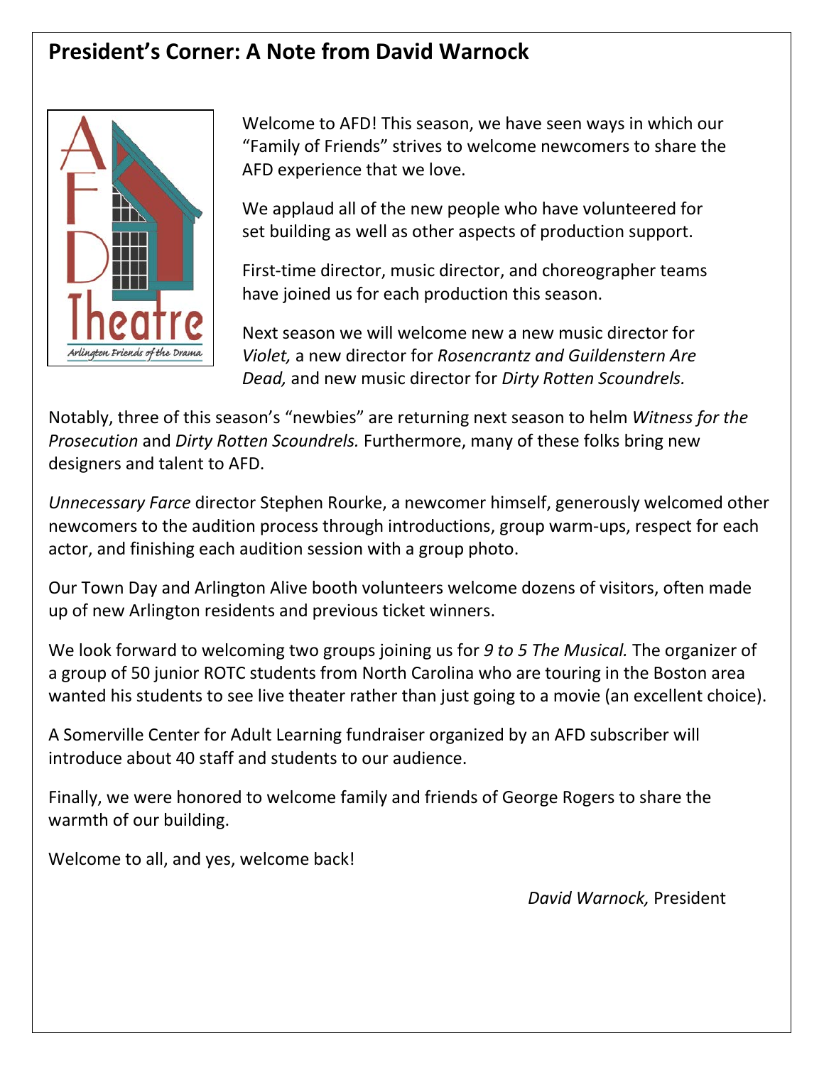## President's Corner: A Note from David Warnock

Welcome to AFD! This season, we have seen ways in which our "Family of Friends" strives to welcome newcomers to share the AFD experience that we love.

We applaud all of the new people who have volunteered for set building as well as other aspects of production support.

First-time director, music director, and choreographer teams have joined us for each production this season.

Next season we will welcome new a new music director for *Violet,* a new director for *Rosencrantz and Guildenstern Are Dead,* and new music director for *Dirty Rotten Scoundrels.*

Notably, three of this season's "newbies" are returning next season to helm *Witness for the Prosecution* and *Dirty Rotten Scoundrels.* Furthermore, many of these folks bring new designers and talent to AFD.

*Unnecessary Farce* director Stephen Rourke, a newcomer himself, generously welcomed other newcomers to the audition process through introductions, group warm-ups, respect for each actor, and finishing each audition session with a group photo.

Our Town Day and Arlington Alive booth volunteers welcome dozens of visitors, often made up of new Arlington residents and previous ticket winners.

We look forward to welcoming two groups joining us for *9 to 5 The Musical.* The organizer of a group of 50 junior ROTC students from North Carolina who are touring in the Boston area wanted his students to see live theater rather than just going to a movie (an excellent choice).

A Somerville Center for Adult Learning fundraiser organized by an AFD subscriber will introduce about 40 staff and students to our audience.

Finally, we were honored to welcome family and friends of George Rogers to share the warmth of our building.

Welcome to all, and yes, welcome back!

*David Warnock,* President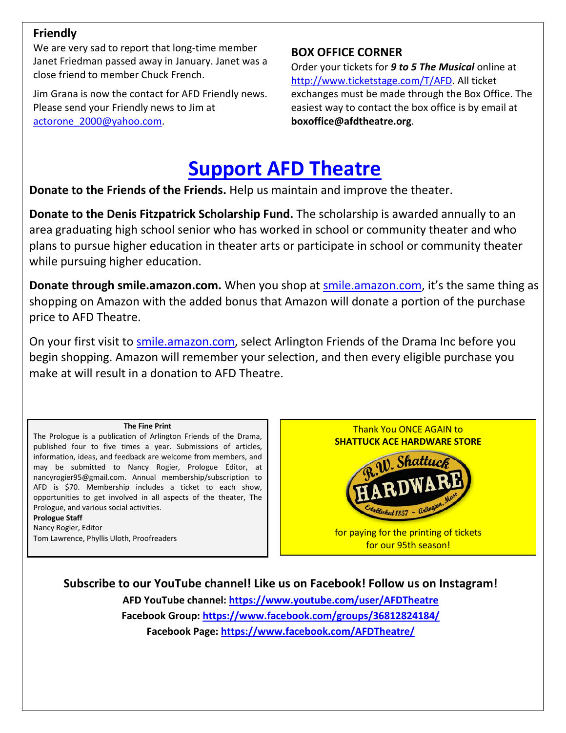## Friendly

We are very sad to report that long-time member Janet Friedman passed away in January. Janet was a close friend to member Chuck French.

Jim Grana is now the contact for AFD Friendly news. Please send your Friendly news to Jim at actorone_2000@yahoo.com.

## BOX OFFICE CORNER

Order your tickets for ***9 to 5 The Musical*** online at http://www.ticketstage.com/T/AFD. All ticket exchanges must be made through the Box Office. The easiest way to contact the box office is by email at **boxoffice@afdtheatre.org**.

# Support AFD Theatre

**Donate to the Friends of the Friends.** Help us maintain and improve the theater.

**Donate to the Denis Fitzpatrick Scholarship Fund.** The scholarship is awarded annually to an area graduating high school senior who has worked in school or community theater and who plans to pursue higher education in theater arts or participate in school or community theater while pursuing higher education.

**Donate through smile.amazon.com.** When you shop at smile.amazon.com, it's the same thing as shopping on Amazon with the added bonus that Amazon will donate a portion of the purchase price to AFD Theatre.

On your first visit to smile.amazon.com, select Arlington Friends of the Drama Inc before you begin shopping. Amazon will remember your selection, and then every eligible purchase you make at will result in a donation to AFD Theatre.

**The Fine Print**

The Prologue is a publication of Arlington Friends of the Drama, published four to five times a year. Submissions of articles, information, ideas, and feedback are welcome from members, and may be submitted to Nancy Rogier, Prologue Editor, at nancyrogier95@gmail.com. Annual membership/subscription to AFD is $70. Membership includes a ticket to each show, opportunities to get involved in all aspects of the theater, The Prologue, and various social activities.

**Prologue Staff**

Nancy Rogier, Editor

Tom Lawrence, Phyllis Uloth, Proofreaders

Thank You ONCE AGAIN to
**SHATTUCK ACE HARDWARE STORE**

R.W. Shattuck HARDWARE Established 1857 ~ Arlington, Mass

for paying for the printing of tickets for our 95th season!

**Subscribe to our YouTube channel! Like us on Facebook! Follow us on Instagram!**

**AFD YouTube channel: https://www.youtube.com/user/AFDTheatre**

**Facebook Group: https://www.facebook.com/groups/36812824184/**

**Facebook Page: https://www.facebook.com/AFDTheatre/**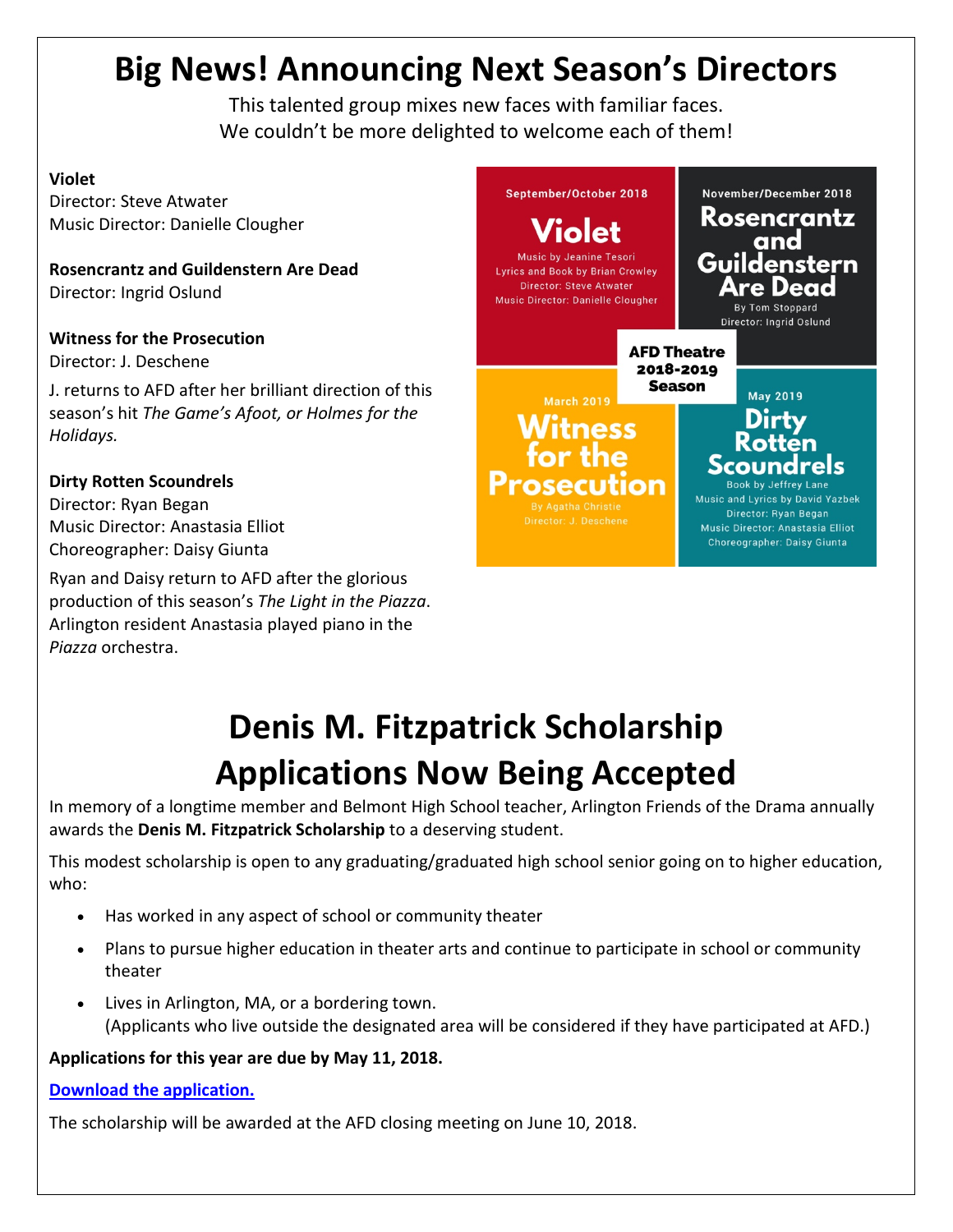# Big News! Announcing Next Season's Directors

This talented group mixes new faces with familiar faces.
We couldn't be more delighted to welcome each of them!

**Violet**
Director: Steve Atwater
Music Director: Danielle Clougher

**Rosencrantz and Guildenstern Are Dead**
Director: Ingrid Oslund

**Witness for the Prosecution**
Director: J. Deschene

J. returns to AFD after her brilliant direction of this season's hit *The Game's Afoot, or Holmes for the Holidays.*

**Dirty Rotten Scoundrels**
Director: Ryan Began
Music Director: Anastasia Elliot
Choreographer: Daisy Giunta

Ryan and Daisy return to AFD after the glorious production of this season's *The Light in the Piazza*. Arlington resident Anastasia played piano in the *Piazza* orchestra.

**AFD Theatre 2018-2019 Season**

September/October 2018
**Violet**
Music by Jeanine Tesori
Lyrics and Book by Brian Crowley
Director: Steve Atwater
Music Director: Danielle Clougher

November/December 2018
**Rosencrantz and Guildenstern Are Dead**
By Tom Stoppard
Director: Ingrid Oslund

March 2019
**Witness for the Prosecution**
By Agatha Christie
Director: J. Deschene

May 2019
**Dirty Rotten Scoundrels**
Book by Jeffrey Lane
Music and Lyrics by David Yazbek
Director: Ryan Began
Music Director: Anastasia Elliot
Choreographer: Daisy Giunta

# Denis M. Fitzpatrick Scholarship Applications Now Being Accepted

In memory of a longtime member and Belmont High School teacher, Arlington Friends of the Drama annually awards the **Denis M. Fitzpatrick Scholarship** to a deserving student.

This modest scholarship is open to any graduating/graduated high school senior going on to higher education, who:

- Has worked in any aspect of school or community theater
- Plans to pursue higher education in theater arts and continue to participate in school or community theater
- Lives in Arlington, MA, or a bordering town.
  (Applicants who live outside the designated area will be considered if they have participated at AFD.)

**Applications for this year are due by May 11, 2018.**

**Download the application.**

The scholarship will be awarded at the AFD closing meeting on June 10, 2018.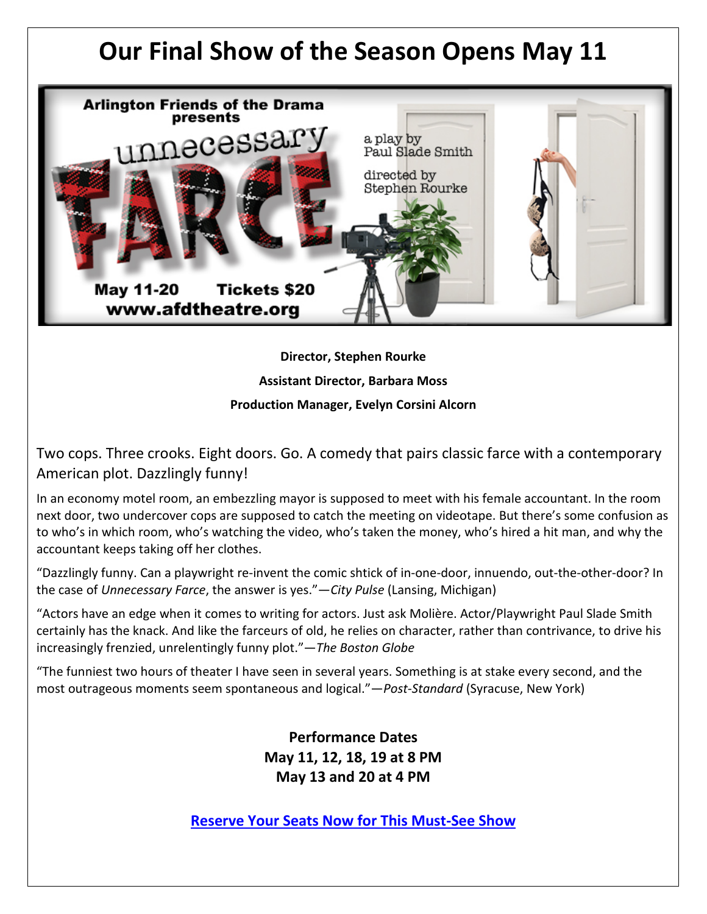# Our Final Show of the Season Opens May 11

Arlington Friends of the Drama presents

unnecessary FARCE

a play by Paul Slade Smith

directed by Stephen Rourke

May 11-20 Tickets $20

www.afdtheatre.org

**Director, Stephen Rourke**

**Assistant Director, Barbara Moss**

**Production Manager, Evelyn Corsini Alcorn**

Two cops. Three crooks. Eight doors. Go. A comedy that pairs classic farce with a contemporary American plot. Dazzlingly funny!

In an economy motel room, an embezzling mayor is supposed to meet with his female accountant. In the room next door, two undercover cops are supposed to catch the meeting on videotape. But there's some confusion as to who's in which room, who's watching the video, who's taken the money, who's hired a hit man, and why the accountant keeps taking off her clothes.

"Dazzlingly funny. Can a playwright re-invent the comic shtick of in-one-door, innuendo, out-the-other-door? In the case of *Unnecessary Farce*, the answer is yes."—*City Pulse* (Lansing, Michigan)

"Actors have an edge when it comes to writing for actors. Just ask Molière. Actor/Playwright Paul Slade Smith certainly has the knack. And like the farceurs of old, he relies on character, rather than contrivance, to drive his increasingly frenzied, unrelentingly funny plot."—*The Boston Globe*

"The funniest two hours of theater I have seen in several years. Something is at stake every second, and the most outrageous moments seem spontaneous and logical."—*Post-Standard* (Syracuse, New York)

**Performance Dates**
**May 11, 12, 18, 19 at 8 PM**
**May 13 and 20 at 4 PM**

**Reserve Your Seats Now for This Must-See Show**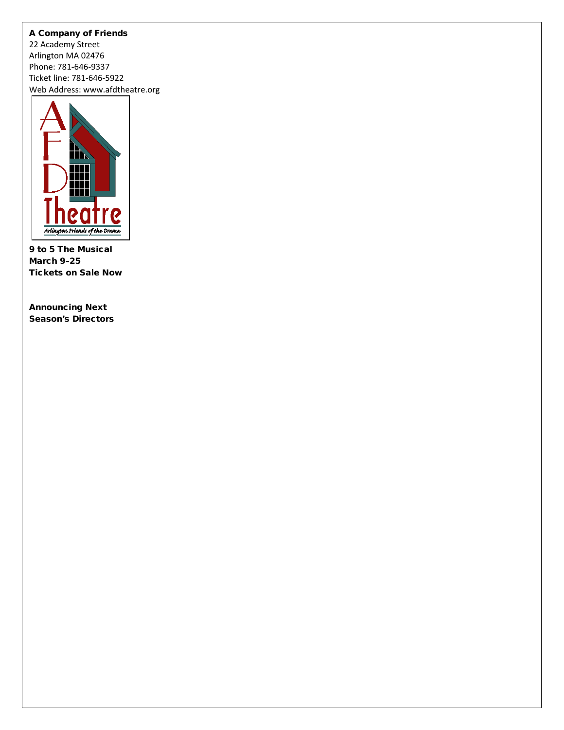**A Company of Friends**
22 Academy Street
Arlington MA 02476
Phone: 781-646-9337
Ticket line: 781-646-5922
Web Address: www.afdtheatre.org

**9 to 5 The Musical**
**March 9-25**
**Tickets on Sale Now**

**Announcing Next Season's Directors**